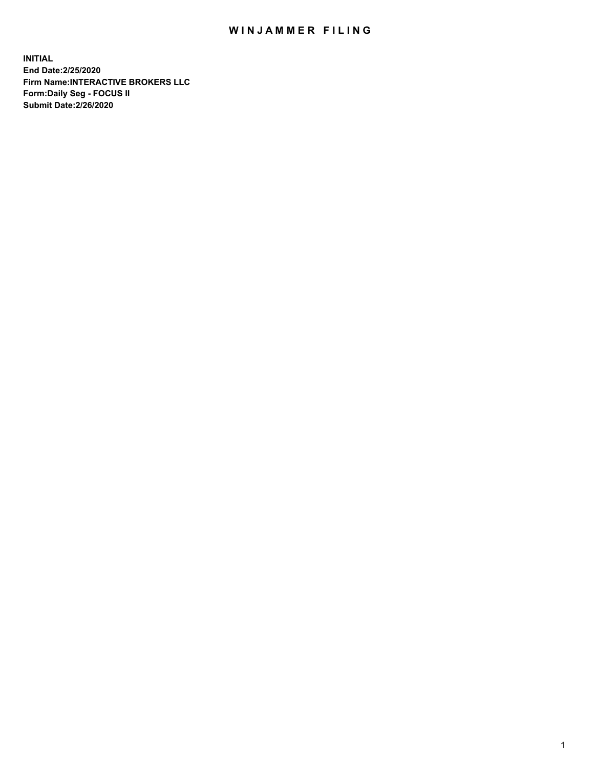# WINJAMMER FILING

**INITIAL**
**End Date:2/25/2020**
**Firm Name:INTERACTIVE BROKERS LLC**
**Form:Daily Seg - FOCUS II**
**Submit Date:2/26/2020**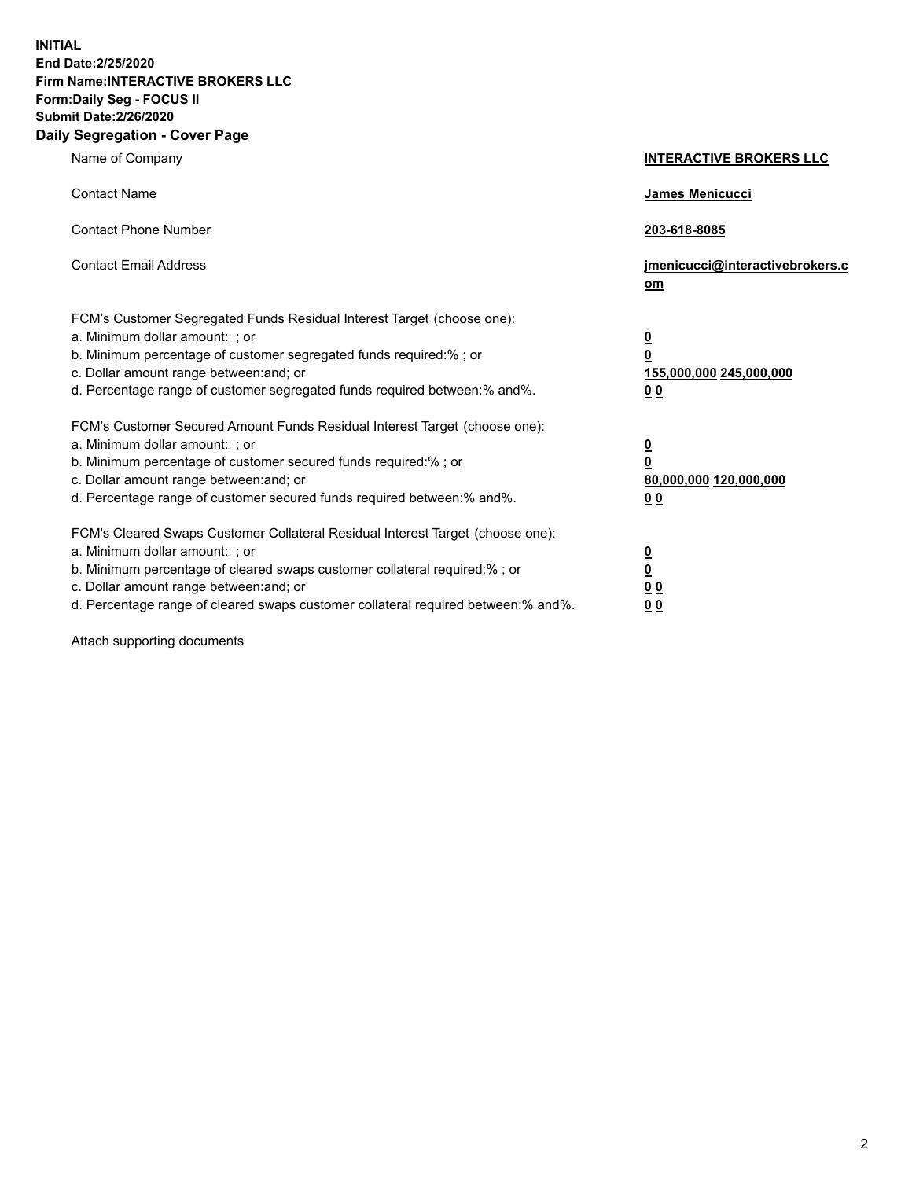**INITIAL**
**End Date:2/25/2020**
**Firm Name:INTERACTIVE BROKERS LLC**
**Form:Daily Seg - FOCUS II**
**Submit Date:2/26/2020**

## Daily Segregation - Cover Page

| | |
|---|---|
| Name of Company | **INTERACTIVE BROKERS LLC** |
| Contact Name | **James Menicucci** |
| Contact Phone Number | **203-618-8085** |
| Contact Email Address | **jmenicucci@interactivebrokers.com** |

FCM's Customer Segregated Funds Residual Interest Target (choose one):

| | |
|---|---|
| a. Minimum dollar amount: ; or | **0** |
| b. Minimum percentage of customer segregated funds required:% ; or | **0** |
| c. Dollar amount range between:and; or | **155,000,000** **245,000,000** |
| d. Percentage range of customer segregated funds required between:% and%. | **0** **0** |

FCM's Customer Secured Amount Funds Residual Interest Target (choose one):

| | |
|---|---|
| a. Minimum dollar amount: ; or | **0** |
| b. Minimum percentage of customer secured funds required:% ; or | **0** |
| c. Dollar amount range between:and; or | **80,000,000** **120,000,000** |
| d. Percentage range of customer secured funds required between:% and%. | **0** **0** |

FCM's Cleared Swaps Customer Collateral Residual Interest Target (choose one):

| | |
|---|---|
| a. Minimum dollar amount: ; or | **0** |
| b. Minimum percentage of cleared swaps customer collateral required:% ; or | **0** |
| c. Dollar amount range between:and; or | **0** **0** |
| d. Percentage range of cleared swaps customer collateral required between:% and%. | **0** **0** |

Attach supporting documents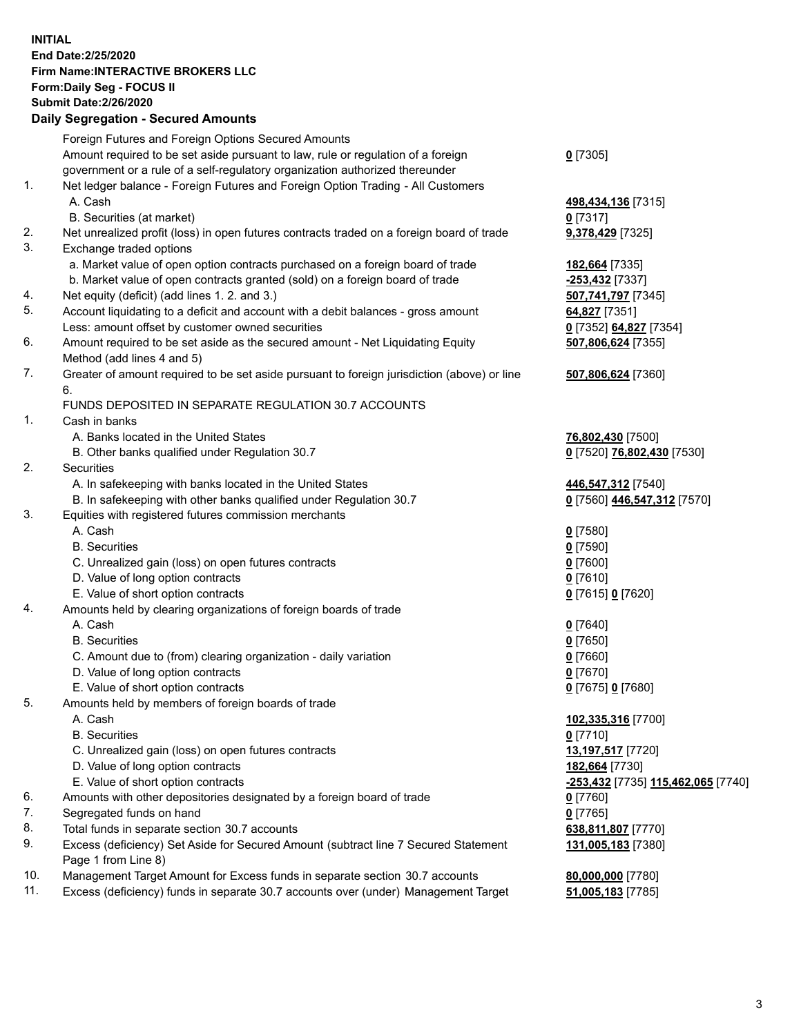**INITIAL**
**End Date:2/25/2020**
**Firm Name:INTERACTIVE BROKERS LLC**
**Form:Daily Seg - FOCUS II**
**Submit Date:2/26/2020**

## Daily Segregation - Secured Amounts

| | | |
|---|---|---|
| | Foreign Futures and Foreign Options Secured Amounts | |
| | Amount required to be set aside pursuant to law, rule or regulation of a foreign government or a rule of a self-regulatory organization authorized thereunder | **0** [7305] |
| 1. | Net ledger balance - Foreign Futures and Foreign Option Trading - All Customers | |
| | A. Cash | **498,434,136** [7315] |
| | B. Securities (at market) | **0** [7317] |
| 2. | Net unrealized profit (loss) in open futures contracts traded on a foreign board of trade | **9,378,429** [7325] |
| 3. | Exchange traded options | |
| | a. Market value of open option contracts purchased on a foreign board of trade | **182,664** [7335] |
| | b. Market value of open contracts granted (sold) on a foreign board of trade | **-253,432** [7337] |
| 4. | Net equity (deficit) (add lines 1. 2. and 3.) | **507,741,797** [7345] |
| 5. | Account liquidating to a deficit and account with a debit balances - gross amount | **64,827** [7351] |
| | Less: amount offset by customer owned securities | **0** [7352] **64,827** [7354] |
| 6. | Amount required to be set aside as the secured amount - Net Liquidating Equity Method (add lines 4 and 5) | **507,806,624** [7355] |
| 7. | Greater of amount required to be set aside pursuant to foreign jurisdiction (above) or line 6. | **507,806,624** [7360] |
| | FUNDS DEPOSITED IN SEPARATE REGULATION 30.7 ACCOUNTS | |
| 1. | Cash in banks | |
| | A. Banks located in the United States | **76,802,430** [7500] |
| | B. Other banks qualified under Regulation 30.7 | **0** [7520] **76,802,430** [7530] |
| 2. | Securities | |
| | A. In safekeeping with banks located in the United States | **446,547,312** [7540] |
| | B. In safekeeping with other banks qualified under Regulation 30.7 | **0** [7560] **446,547,312** [7570] |
| 3. | Equities with registered futures commission merchants | |
| | A. Cash | **0** [7580] |
| | B. Securities | **0** [7590] |
| | C. Unrealized gain (loss) on open futures contracts | **0** [7600] |
| | D. Value of long option contracts | **0** [7610] |
| | E. Value of short option contracts | **0** [7615] **0** [7620] |
| 4. | Amounts held by clearing organizations of foreign boards of trade | |
| | A. Cash | **0** [7640] |
| | B. Securities | **0** [7650] |
| | C. Amount due to (from) clearing organization - daily variation | **0** [7660] |
| | D. Value of long option contracts | **0** [7670] |
| | E. Value of short option contracts | **0** [7675] **0** [7680] |
| 5. | Amounts held by members of foreign boards of trade | |
| | A. Cash | **102,335,316** [7700] |
| | B. Securities | **0** [7710] |
| | C. Unrealized gain (loss) on open futures contracts | **13,197,517** [7720] |
| | D. Value of long option contracts | **182,664** [7730] |
| | E. Value of short option contracts | **-253,432** [7735] **115,462,065** [7740] |
| 6. | Amounts with other depositories designated by a foreign board of trade | **0** [7760] |
| 7. | Segregated funds on hand | **0** [7765] |
| 8. | Total funds in separate section 30.7 accounts | **638,811,807** [7770] |
| 9. | Excess (deficiency) Set Aside for Secured Amount (subtract line 7 Secured Statement Page 1 from Line 8) | **131,005,183** [7380] |
| 10. | Management Target Amount for Excess funds in separate section 30.7 accounts | **80,000,000** [7780] |
| 11. | Excess (deficiency) funds in separate 30.7 accounts over (under) Management Target | **51,005,183** [7785] |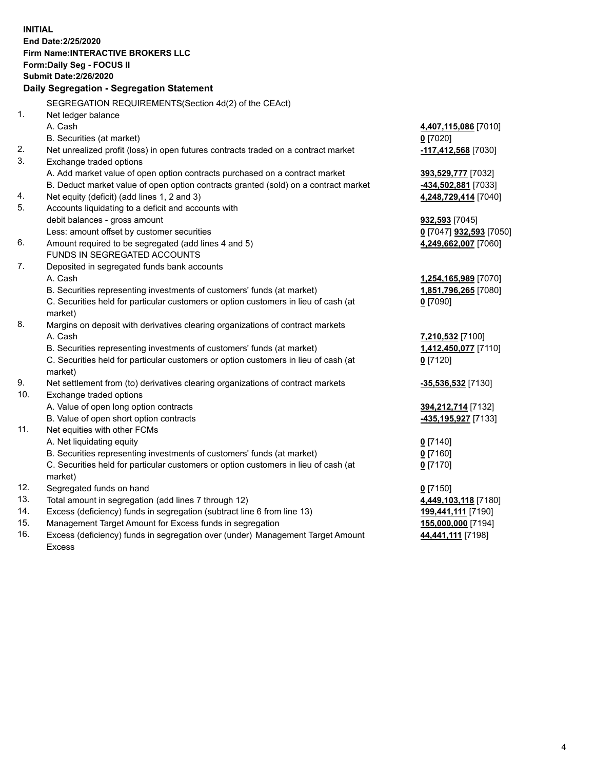**INITIAL**
**End Date:2/25/2020**
**Firm Name:INTERACTIVE BROKERS LLC**
**Form:Daily Seg - FOCUS II**
**Submit Date:2/26/2020**

**Daily Segregation - Segregation Statement**

SEGREGATION REQUIREMENTS(Section 4d(2) of the CEAct)

| | | |
|---|---|---|
| 1. | Net ledger balance | |
| | A. Cash | **4,407,115,086** [7010] |
| | B. Securities (at market) | **0** [7020] |
| 2. | Net unrealized profit (loss) in open futures contracts traded on a contract market | **-117,412,568** [7030] |
| 3. | Exchange traded options | |
| | A. Add market value of open option contracts purchased on a contract market | **393,529,777** [7032] |
| | B. Deduct market value of open option contracts granted (sold) on a contract market | **-434,502,881** [7033] |
| 4. | Net equity (deficit) (add lines 1, 2 and 3) | **4,248,729,414** [7040] |
| 5. | Accounts liquidating to a deficit and accounts with debit balances - gross amount | **932,593** [7045] |
| | Less: amount offset by customer securities | **0** [7047] **932,593** [7050] |
| 6. | Amount required to be segregated (add lines 4 and 5) | **4,249,662,007** [7060] |
| | FUNDS IN SEGREGATED ACCOUNTS | |
| 7. | Deposited in segregated funds bank accounts | |
| | A. Cash | **1,254,165,989** [7070] |
| | B. Securities representing investments of customers' funds (at market) | **1,851,796,265** [7080] |
| | C. Securities held for particular customers or option customers in lieu of cash (at market) | **0** [7090] |
| 8. | Margins on deposit with derivatives clearing organizations of contract markets | |
| | A. Cash | **7,210,532** [7100] |
| | B. Securities representing investments of customers' funds (at market) | **1,412,450,077** [7110] |
| | C. Securities held for particular customers or option customers in lieu of cash (at market) | **0** [7120] |
| 9. | Net settlement from (to) derivatives clearing organizations of contract markets | **-35,536,532** [7130] |
| 10. | Exchange traded options | |
| | A. Value of open long option contracts | **394,212,714** [7132] |
| | B. Value of open short option contracts | **-435,195,927** [7133] |
| 11. | Net equities with other FCMs | |
| | A. Net liquidating equity | **0** [7140] |
| | B. Securities representing investments of customers' funds (at market) | **0** [7160] |
| | C. Securities held for particular customers or option customers in lieu of cash (at market) | **0** [7170] |
| 12. | Segregated funds on hand | **0** [7150] |
| 13. | Total amount in segregation (add lines 7 through 12) | **4,449,103,118** [7180] |
| 14. | Excess (deficiency) funds in segregation (subtract line 6 from line 13) | **199,441,111** [7190] |
| 15. | Management Target Amount for Excess funds in segregation | **155,000,000** [7194] |
| 16. | Excess (deficiency) funds in segregation over (under) Management Target Amount Excess | **44,441,111** [7198] |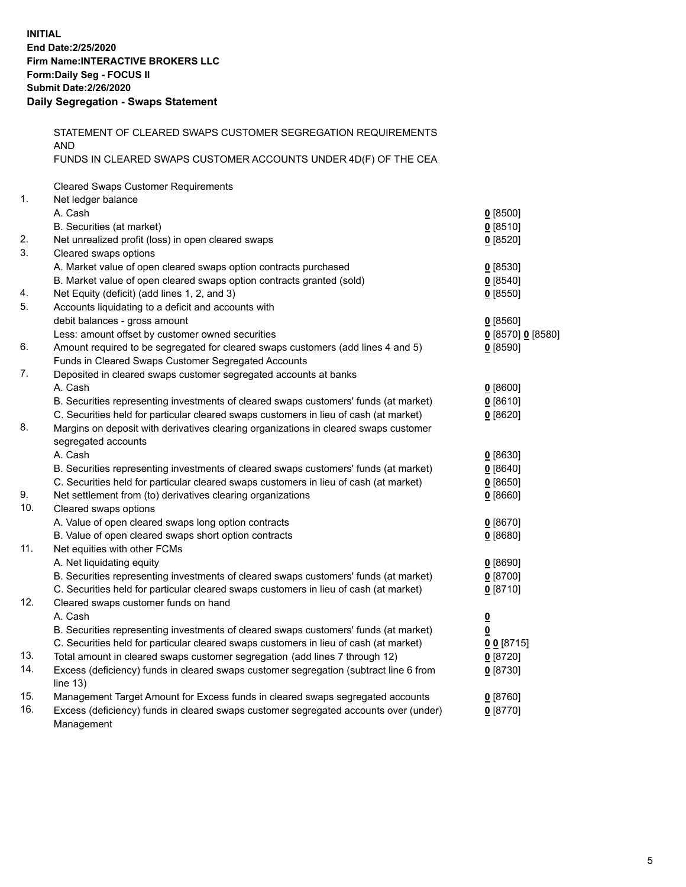**INITIAL**
**End Date:2/25/2020**
**Firm Name:INTERACTIVE BROKERS LLC**
**Form:Daily Seg - FOCUS II**
**Submit Date:2/26/2020**
**Daily Segregation - Swaps Statement**

STATEMENT OF CLEARED SWAPS CUSTOMER SEGREGATION REQUIREMENTS AND FUNDS IN CLEARED SWAPS CUSTOMER ACCOUNTS UNDER 4D(F) OF THE CEA

| | | |
|---|---|---|
| | Cleared Swaps Customer Requirements | |
| 1. | Net ledger balance | |
| | A. Cash | 0 [8500] |
| | B. Securities (at market) | 0 [8510] |
| 2. | Net unrealized profit (loss) in open cleared swaps | 0 [8520] |
| 3. | Cleared swaps options | |
| | A. Market value of open cleared swaps option contracts purchased | 0 [8530] |
| | B. Market value of open cleared swaps option contracts granted (sold) | 0 [8540] |
| 4. | Net Equity (deficit) (add lines 1, 2, and 3) | 0 [8550] |
| 5. | Accounts liquidating to a deficit and accounts with | |
| | debit balances - gross amount | 0 [8560] |
| | Less: amount offset by customer owned securities | 0 [8570] 0 [8580] |
| 6. | Amount required to be segregated for cleared swaps customers (add lines 4 and 5) | 0 [8590] |
| | Funds in Cleared Swaps Customer Segregated Accounts | |
| 7. | Deposited in cleared swaps customer segregated accounts at banks | |
| | A. Cash | 0 [8600] |
| | B. Securities representing investments of cleared swaps customers' funds (at market) | 0 [8610] |
| | C. Securities held for particular cleared swaps customers in lieu of cash (at market) | 0 [8620] |
| 8. | Margins on deposit with derivatives clearing organizations in cleared swaps customer segregated accounts | |
| | A. Cash | 0 [8630] |
| | B. Securities representing investments of cleared swaps customers' funds (at market) | 0 [8640] |
| | C. Securities held for particular cleared swaps customers in lieu of cash (at market) | 0 [8650] |
| 9. | Net settlement from (to) derivatives clearing organizations | 0 [8660] |
| 10. | Cleared swaps options | |
| | A. Value of open cleared swaps long option contracts | 0 [8670] |
| | B. Value of open cleared swaps short option contracts | 0 [8680] |
| 11. | Net equities with other FCMs | |
| | A. Net liquidating equity | 0 [8690] |
| | B. Securities representing investments of cleared swaps customers' funds (at market) | 0 [8700] |
| | C. Securities held for particular cleared swaps customers in lieu of cash (at market) | 0 [8710] |
| 12. | Cleared swaps customer funds on hand | |
| | A. Cash | 0 |
| | B. Securities representing investments of cleared swaps customers' funds (at market) | 0 |
| | C. Securities held for particular cleared swaps customers in lieu of cash (at market) | 0 0 [8715] |
| 13. | Total amount in cleared swaps customer segregation (add lines 7 through 12) | 0 [8720] |
| 14. | Excess (deficiency) funds in cleared swaps customer segregation (subtract line 6 from line 13) | 0 [8730] |
| 15. | Management Target Amount for Excess funds in cleared swaps segregated accounts | 0 [8760] |
| 16. | Excess (deficiency) funds in cleared swaps customer segregated accounts over (under) Management | 0 [8770] |